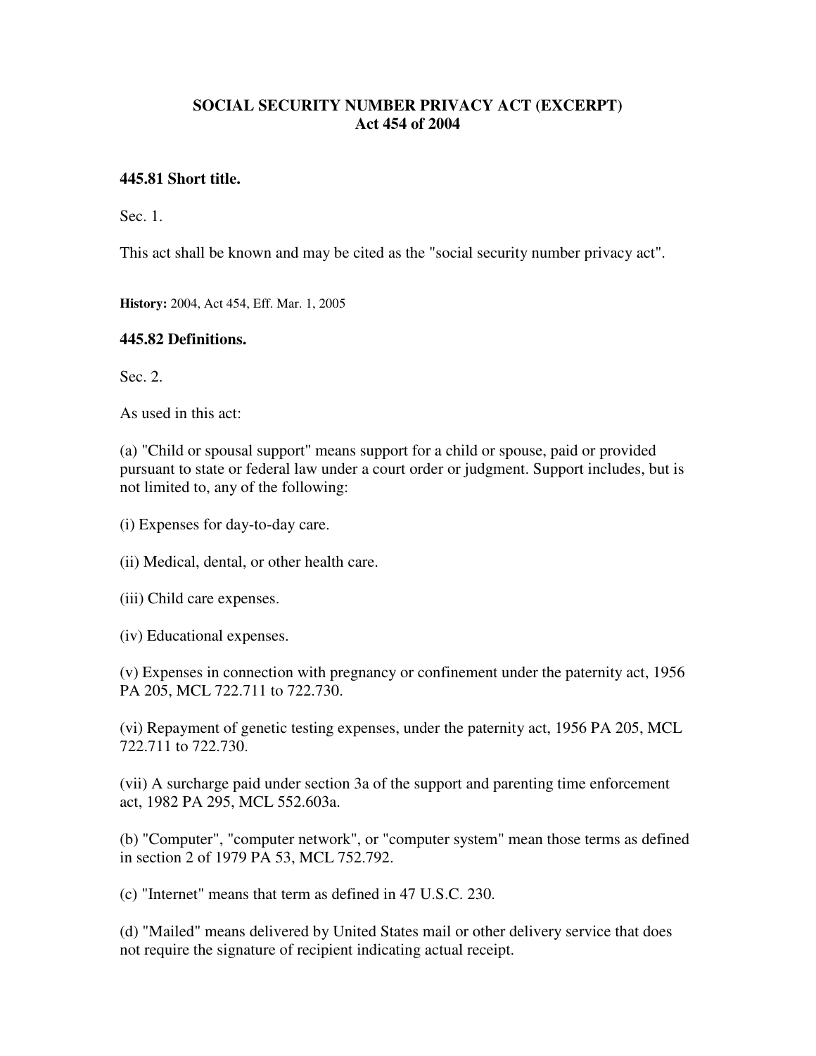# SOCIAL SECURITY NUMBER PRIVACY ACT (EXCERPT)
# Act 454 of 2004

### 445.81 Short title.

Sec. 1.

This act shall be known and may be cited as the "social security number privacy act".

**History:** 2004, Act 454, Eff. Mar. 1, 2005

### 445.82 Definitions.

Sec. 2.

As used in this act:

(a) "Child or spousal support" means support for a child or spouse, paid or provided pursuant to state or federal law under a court order or judgment. Support includes, but is not limited to, any of the following:

(i) Expenses for day-to-day care.

(ii) Medical, dental, or other health care.

(iii) Child care expenses.

(iv) Educational expenses.

(v) Expenses in connection with pregnancy or confinement under the paternity act, 1956 PA 205, MCL 722.711 to 722.730.

(vi) Repayment of genetic testing expenses, under the paternity act, 1956 PA 205, MCL 722.711 to 722.730.

(vii) A surcharge paid under section 3a of the support and parenting time enforcement act, 1982 PA 295, MCL 552.603a.

(b) "Computer", "computer network", or "computer system" mean those terms as defined in section 2 of 1979 PA 53, MCL 752.792.

(c) "Internet" means that term as defined in 47 U.S.C. 230.

(d) "Mailed" means delivered by United States mail or other delivery service that does not require the signature of recipient indicating actual receipt.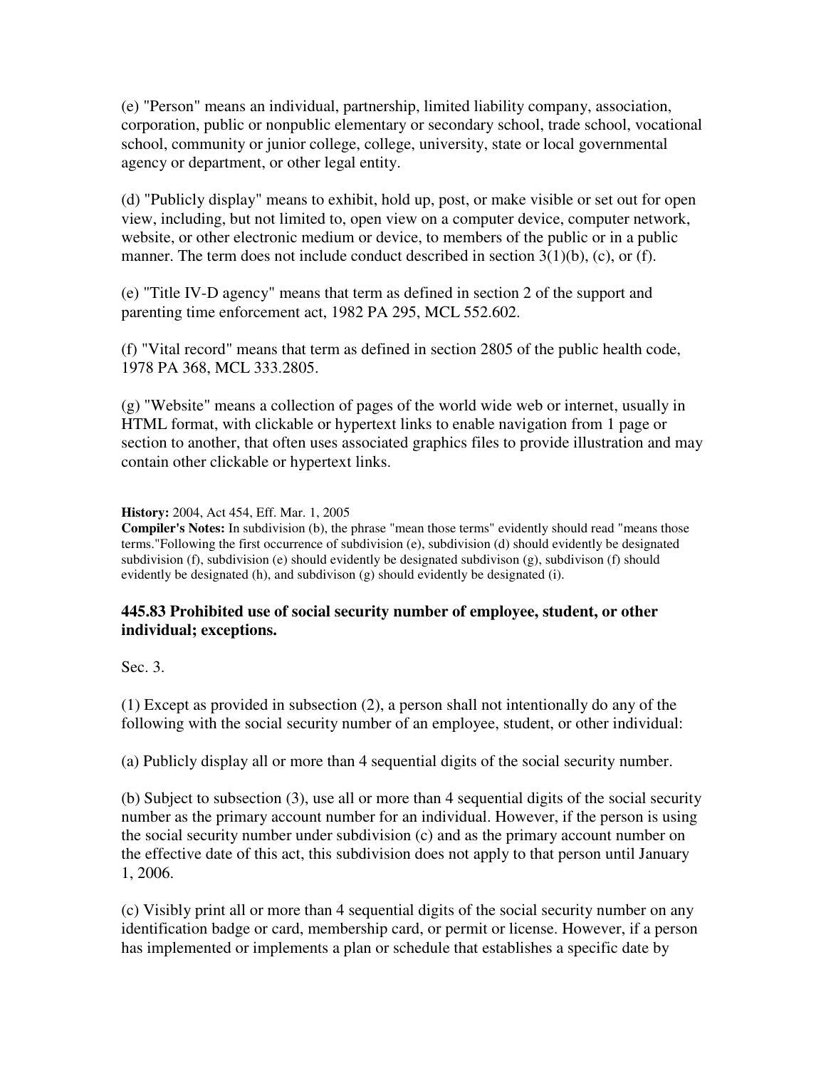(e) "Person" means an individual, partnership, limited liability company, association, corporation, public or nonpublic elementary or secondary school, trade school, vocational school, community or junior college, college, university, state or local governmental agency or department, or other legal entity.

(d) "Publicly display" means to exhibit, hold up, post, or make visible or set out for open view, including, but not limited to, open view on a computer device, computer network, website, or other electronic medium or device, to members of the public or in a public manner. The term does not include conduct described in section 3(1)(b), (c), or (f).

(e) "Title IV-D agency" means that term as defined in section 2 of the support and parenting time enforcement act, 1982 PA 295, MCL 552.602.

(f) "Vital record" means that term as defined in section 2805 of the public health code, 1978 PA 368, MCL 333.2805.

(g) "Website" means a collection of pages of the world wide web or internet, usually in HTML format, with clickable or hypertext links to enable navigation from 1 page or section to another, that often uses associated graphics files to provide illustration and may contain other clickable or hypertext links.

**History:** 2004, Act 454, Eff. Mar. 1, 2005
**Compiler's Notes:** In subdivision (b), the phrase "mean those terms" evidently should read "means those terms."Following the first occurrence of subdivision (e), subdivision (d) should evidently be designated subdivision (f), subdivision (e) should evidently be designated subdivison (g), subdivison (f) should evidently be designated (h), and subdivison (g) should evidently be designated (i).

### 445.83 Prohibited use of social security number of employee, student, or other individual; exceptions.

Sec. 3.

(1) Except as provided in subsection (2), a person shall not intentionally do any of the following with the social security number of an employee, student, or other individual:

(a) Publicly display all or more than 4 sequential digits of the social security number.

(b) Subject to subsection (3), use all or more than 4 sequential digits of the social security number as the primary account number for an individual. However, if the person is using the social security number under subdivision (c) and as the primary account number on the effective date of this act, this subdivision does not apply to that person until January 1, 2006.

(c) Visibly print all or more than 4 sequential digits of the social security number on any identification badge or card, membership card, or permit or license. However, if a person has implemented or implements a plan or schedule that establishes a specific date by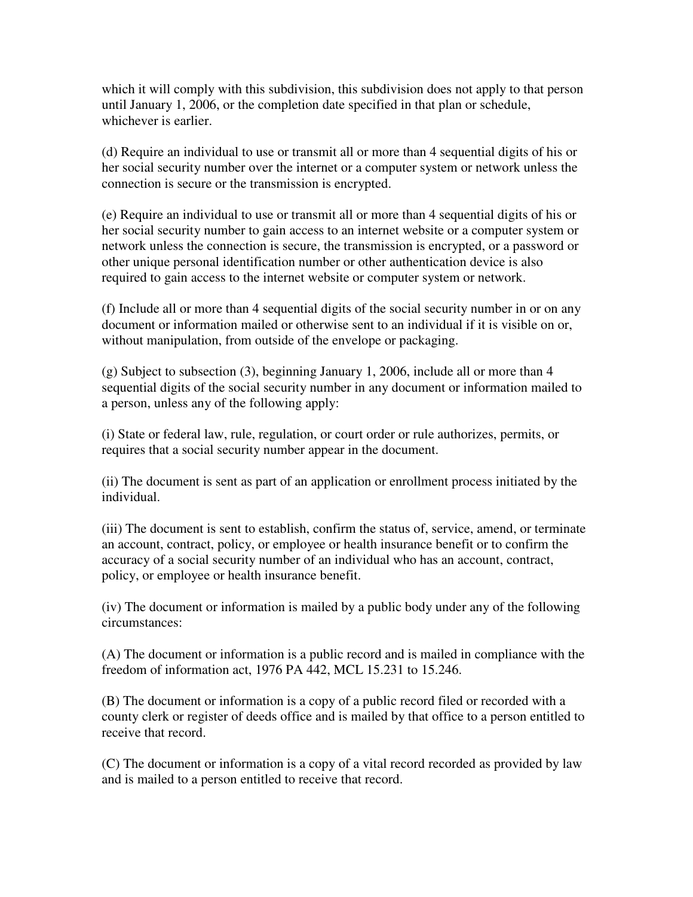which it will comply with this subdivision, this subdivision does not apply to that person until January 1, 2006, or the completion date specified in that plan or schedule, whichever is earlier.

(d) Require an individual to use or transmit all or more than 4 sequential digits of his or her social security number over the internet or a computer system or network unless the connection is secure or the transmission is encrypted.

(e) Require an individual to use or transmit all or more than 4 sequential digits of his or her social security number to gain access to an internet website or a computer system or network unless the connection is secure, the transmission is encrypted, or a password or other unique personal identification number or other authentication device is also required to gain access to the internet website or computer system or network.

(f) Include all or more than 4 sequential digits of the social security number in or on any document or information mailed or otherwise sent to an individual if it is visible on or, without manipulation, from outside of the envelope or packaging.

(g) Subject to subsection (3), beginning January 1, 2006, include all or more than 4 sequential digits of the social security number in any document or information mailed to a person, unless any of the following apply:

(i) State or federal law, rule, regulation, or court order or rule authorizes, permits, or requires that a social security number appear in the document.

(ii) The document is sent as part of an application or enrollment process initiated by the individual.

(iii) The document is sent to establish, confirm the status of, service, amend, or terminate an account, contract, policy, or employee or health insurance benefit or to confirm the accuracy of a social security number of an individual who has an account, contract, policy, or employee or health insurance benefit.

(iv) The document or information is mailed by a public body under any of the following circumstances:

(A) The document or information is a public record and is mailed in compliance with the freedom of information act, 1976 PA 442, MCL 15.231 to 15.246.

(B) The document or information is a copy of a public record filed or recorded with a county clerk or register of deeds office and is mailed by that office to a person entitled to receive that record.

(C) The document or information is a copy of a vital record recorded as provided by law and is mailed to a person entitled to receive that record.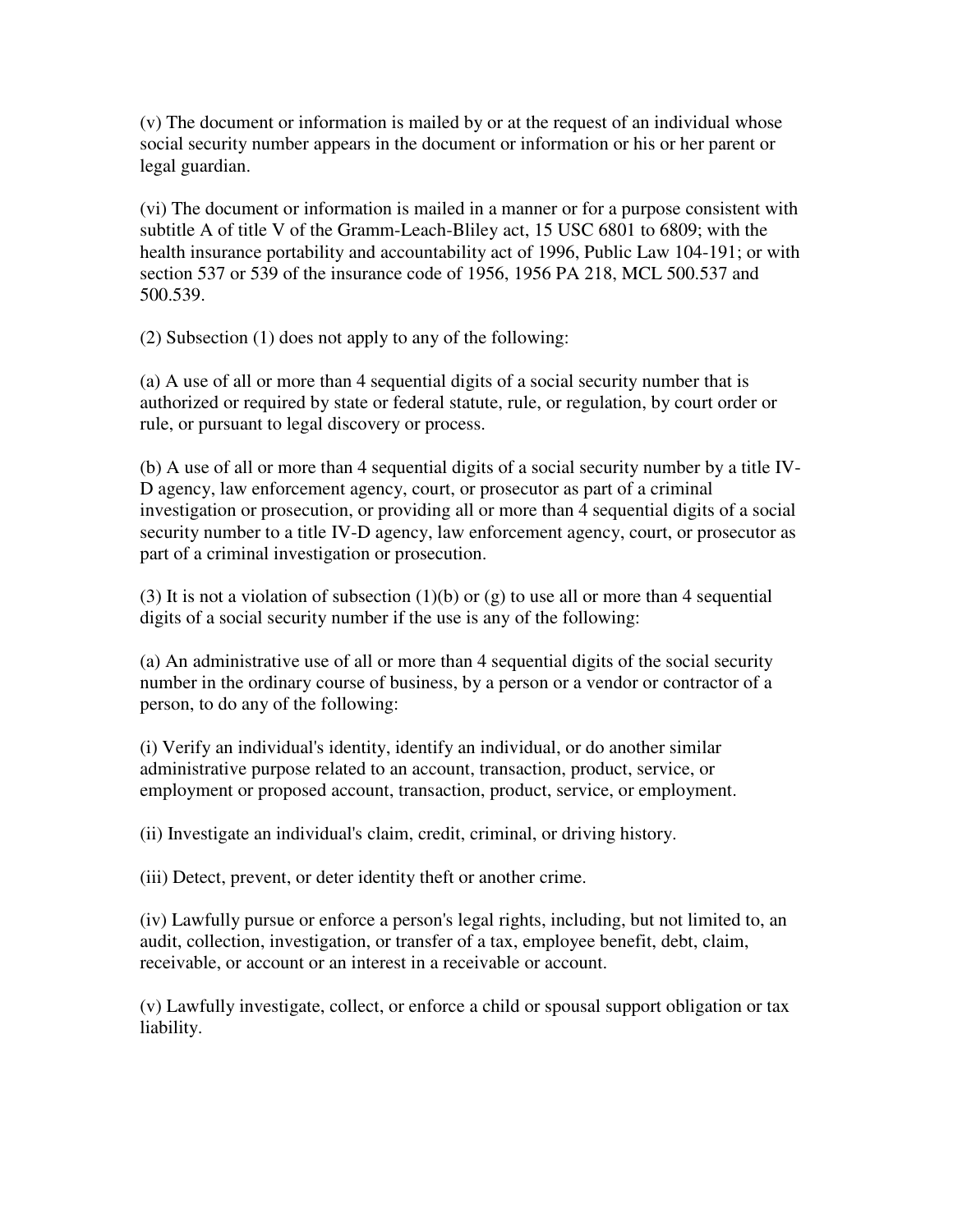(v) The document or information is mailed by or at the request of an individual whose social security number appears in the document or information or his or her parent or legal guardian.

(vi) The document or information is mailed in a manner or for a purpose consistent with subtitle A of title V of the Gramm-Leach-Bliley act, 15 USC 6801 to 6809; with the health insurance portability and accountability act of 1996, Public Law 104-191; or with section 537 or 539 of the insurance code of 1956, 1956 PA 218, MCL 500.537 and 500.539.

(2) Subsection (1) does not apply to any of the following:

(a) A use of all or more than 4 sequential digits of a social security number that is authorized or required by state or federal statute, rule, or regulation, by court order or rule, or pursuant to legal discovery or process.

(b) A use of all or more than 4 sequential digits of a social security number by a title IV-D agency, law enforcement agency, court, or prosecutor as part of a criminal investigation or prosecution, or providing all or more than 4 sequential digits of a social security number to a title IV-D agency, law enforcement agency, court, or prosecutor as part of a criminal investigation or prosecution.

(3) It is not a violation of subsection (1)(b) or (g) to use all or more than 4 sequential digits of a social security number if the use is any of the following:

(a) An administrative use of all or more than 4 sequential digits of the social security number in the ordinary course of business, by a person or a vendor or contractor of a person, to do any of the following:

(i) Verify an individual's identity, identify an individual, or do another similar administrative purpose related to an account, transaction, product, service, or employment or proposed account, transaction, product, service, or employment.

(ii) Investigate an individual's claim, credit, criminal, or driving history.

(iii) Detect, prevent, or deter identity theft or another crime.

(iv) Lawfully pursue or enforce a person's legal rights, including, but not limited to, an audit, collection, investigation, or transfer of a tax, employee benefit, debt, claim, receivable, or account or an interest in a receivable or account.

(v) Lawfully investigate, collect, or enforce a child or spousal support obligation or tax liability.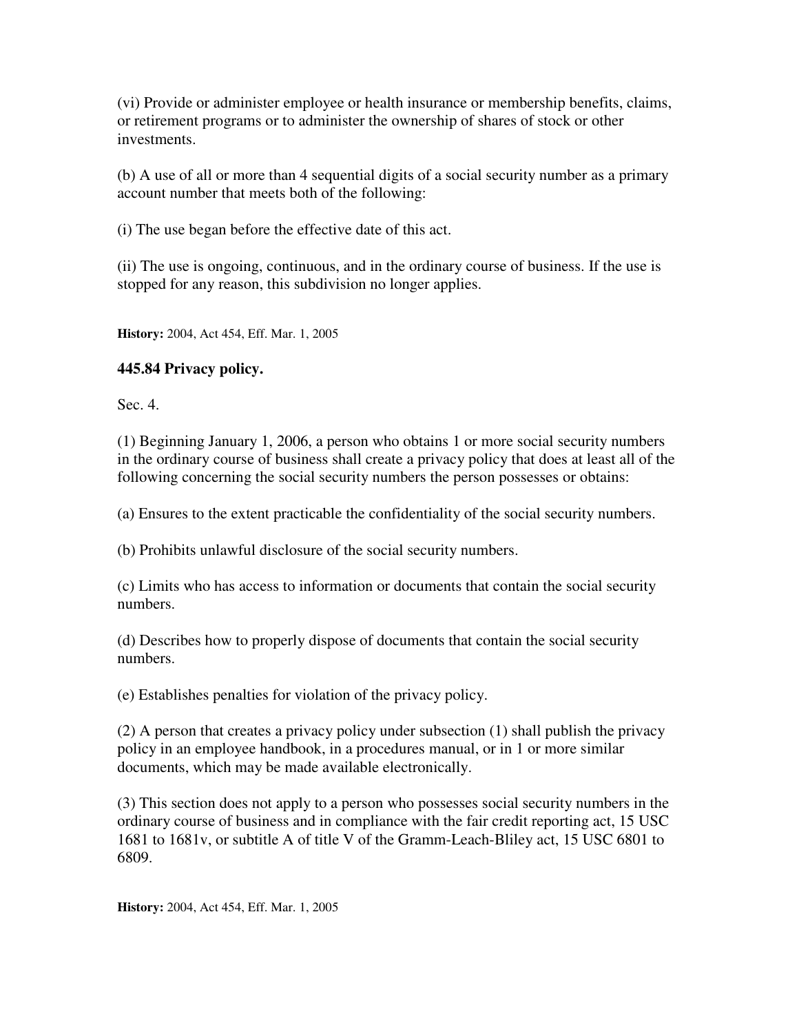(vi) Provide or administer employee or health insurance or membership benefits, claims, or retirement programs or to administer the ownership of shares of stock or other investments.

(b) A use of all or more than 4 sequential digits of a social security number as a primary account number that meets both of the following:

(i) The use began before the effective date of this act.

(ii) The use is ongoing, continuous, and in the ordinary course of business. If the use is stopped for any reason, this subdivision no longer applies.

**History:** 2004, Act 454, Eff. Mar. 1, 2005

### 445.84 Privacy policy.

Sec. 4.

(1) Beginning January 1, 2006, a person who obtains 1 or more social security numbers in the ordinary course of business shall create a privacy policy that does at least all of the following concerning the social security numbers the person possesses or obtains:

(a) Ensures to the extent practicable the confidentiality of the social security numbers.

(b) Prohibits unlawful disclosure of the social security numbers.

(c) Limits who has access to information or documents that contain the social security numbers.

(d) Describes how to properly dispose of documents that contain the social security numbers.

(e) Establishes penalties for violation of the privacy policy.

(2) A person that creates a privacy policy under subsection (1) shall publish the privacy policy in an employee handbook, in a procedures manual, or in 1 or more similar documents, which may be made available electronically.

(3) This section does not apply to a person who possesses social security numbers in the ordinary course of business and in compliance with the fair credit reporting act, 15 USC 1681 to 1681v, or subtitle A of title V of the Gramm-Leach-Bliley act, 15 USC 6801 to 6809.

**History:** 2004, Act 454, Eff. Mar. 1, 2005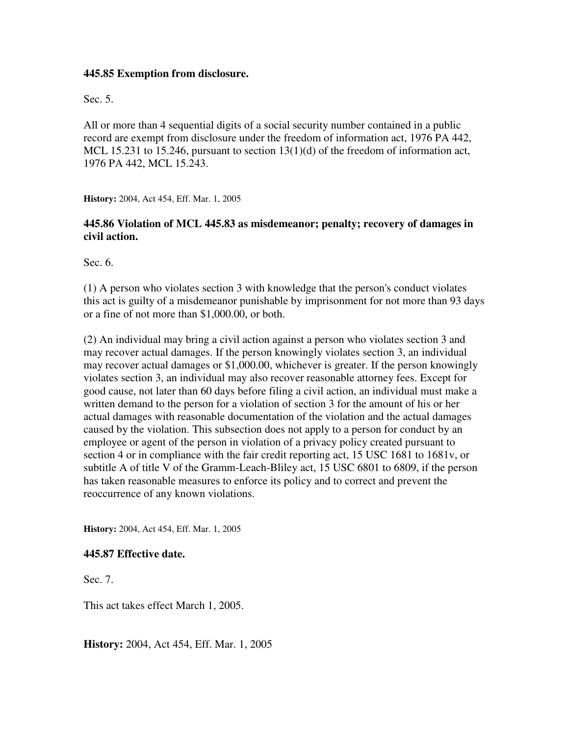### 445.85 Exemption from disclosure.

Sec. 5.

All or more than 4 sequential digits of a social security number contained in a public record are exempt from disclosure under the freedom of information act, 1976 PA 442, MCL 15.231 to 15.246, pursuant to section 13(1)(d) of the freedom of information act, 1976 PA 442, MCL 15.243.

**History:** 2004, Act 454, Eff. Mar. 1, 2005

### 445.86 Violation of MCL 445.83 as misdemeanor; penalty; recovery of damages in civil action.

Sec. 6.

(1) A person who violates section 3 with knowledge that the person's conduct violates this act is guilty of a misdemeanor punishable by imprisonment for not more than 93 days or a fine of not more than $1,000.00, or both.

(2) An individual may bring a civil action against a person who violates section 3 and may recover actual damages. If the person knowingly violates section 3, an individual may recover actual damages or $1,000.00, whichever is greater. If the person knowingly violates section 3, an individual may also recover reasonable attorney fees. Except for good cause, not later than 60 days before filing a civil action, an individual must make a written demand to the person for a violation of section 3 for the amount of his or her actual damages with reasonable documentation of the violation and the actual damages caused by the violation. This subsection does not apply to a person for conduct by an employee or agent of the person in violation of a privacy policy created pursuant to section 4 or in compliance with the fair credit reporting act, 15 USC 1681 to 1681v, or subtitle A of title V of the Gramm-Leach-Bliley act, 15 USC 6801 to 6809, if the person has taken reasonable measures to enforce its policy and to correct and prevent the reoccurrence of any known violations.

**History:** 2004, Act 454, Eff. Mar. 1, 2005

### 445.87 Effective date.

Sec. 7.

This act takes effect March 1, 2005.

**History:** 2004, Act 454, Eff. Mar. 1, 2005